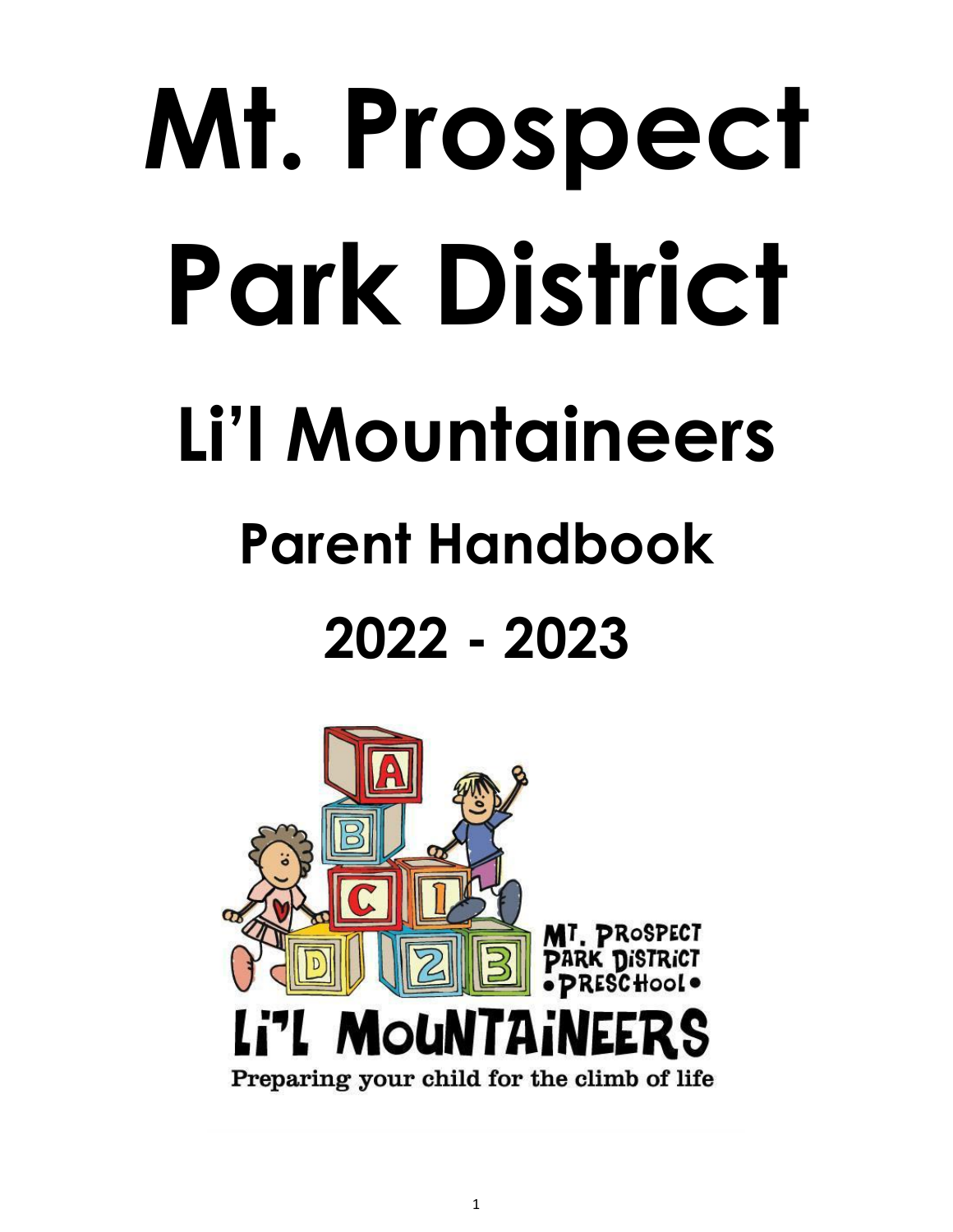# Mt. Prospect Park District

# Li'l Mountaineers

## Parent Handbook

## 2022 - 2023

MT. PROSPECT PARK DISTRICT • PRESCHOOL •

LI'L MOUNTAINEERS

Preparing your child for the climb of life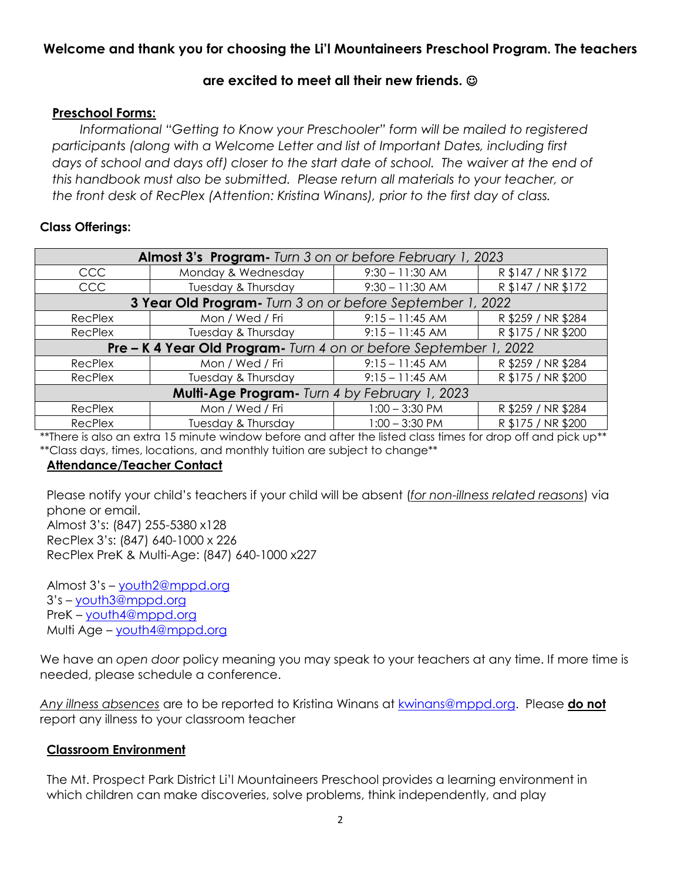**Welcome and thank you for choosing the Li'l Mountaineers Preschool Program. The teachers are excited to meet all their new friends. ☺**

**Preschool Forms:**

*Informational "Getting to Know your Preschooler" form will be mailed to registered participants (along with a Welcome Letter and list of Important Dates, including first days of school and days off) closer to the start date of school. The waiver at the end of this handbook must also be submitted. Please return all materials to your teacher, or the front desk of RecPlex (Attention: Kristina Winans), prior to the first day of class.*

**Class Offerings:**

| **Almost 3's Program-** *Turn 3 on or before February 1, 2023* | | | |
|---|---|---|---|
| CCC | Monday & Wednesday | 9:30 – 11:30 AM | R $147 / NR $172 |
| CCC | Tuesday & Thursday | 9:30 – 11:30 AM | R $147 / NR $172 |
| **3 Year Old Program-** *Turn 3 on or before September 1, 2022* | | | |
| RecPlex | Mon / Wed / Fri | 9:15 – 11:45 AM | R $259 / NR $284 |
| RecPlex | Tuesday & Thursday | 9:15 – 11:45 AM | R $175 / NR $200 |
| **Pre – K 4 Year Old Program-** *Turn 4 on or before September 1, 2022* | | | |
| RecPlex | Mon / Wed / Fri | 9:15 – 11:45 AM | R $259 / NR $284 |
| RecPlex | Tuesday & Thursday | 9:15 – 11:45 AM | R $175 / NR $200 |
| **Multi-Age Program-** *Turn 4 by February 1, 2023* | | | |
| RecPlex | Mon / Wed / Fri | 1:00 – 3:30 PM | R $259 / NR $284 |
| RecPlex | Tuesday & Thursday | 1:00 – 3:30 PM | R $175 / NR $200 |

**There is also an extra 15 minute window before and after the listed class times for drop off and pick up**

**Class days, times, locations, and monthly tuition are subject to change**

**Attendance/Teacher Contact**

Please notify your child's teachers if your child will be absent (*for non-illness related reasons*) via phone or email.

Almost 3's: (847) 255-5380 x128
RecPlex 3's: (847) 640-1000 x 226
RecPlex PreK & Multi-Age: (847) 640-1000 x227

Almost 3's – youth2@mppd.org
3's – youth3@mppd.org
PreK – youth4@mppd.org
Multi Age – youth4@mppd.org

We have an *open door* policy meaning you may speak to your teachers at any time. If more time is needed, please schedule a conference.

*Any illness absences* are to be reported to Kristina Winans at kwinans@mppd.org. Please **do not** report any illness to your classroom teacher

**Classroom Environment**

The Mt. Prospect Park District Li'l Mountaineers Preschool provides a learning environment in which children can make discoveries, solve problems, think independently, and play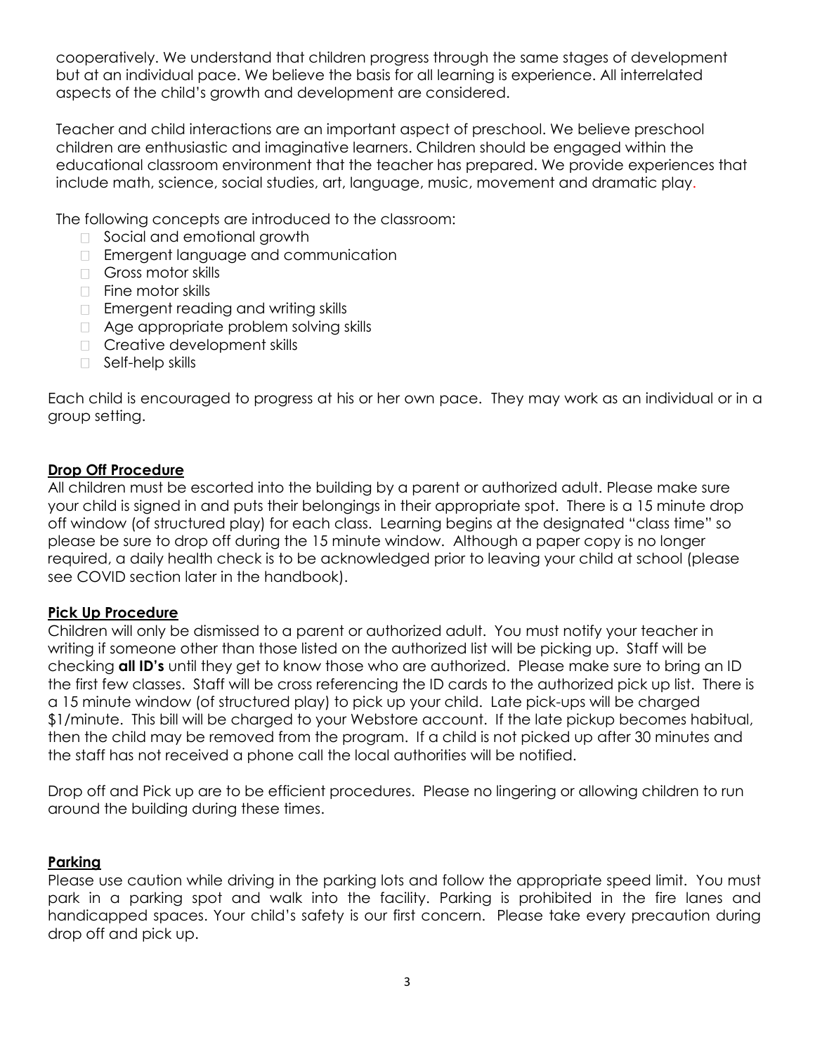cooperatively. We understand that children progress through the same stages of development but at an individual pace. We believe the basis for all learning is experience. All interrelated aspects of the child's growth and development are considered.

Teacher and child interactions are an important aspect of preschool. We believe preschool children are enthusiastic and imaginative learners. Children should be engaged within the educational classroom environment that the teacher has prepared. We provide experiences that include math, science, social studies, art, language, music, movement and dramatic play.

The following concepts are introduced to the classroom:

- Social and emotional growth
- Emergent language and communication
- Gross motor skills
- Fine motor skills
- Emergent reading and writing skills
- Age appropriate problem solving skills
- Creative development skills
- Self-help skills

Each child is encouraged to progress at his or her own pace. They may work as an individual or in a group setting.

## Drop Off Procedure

All children must be escorted into the building by a parent or authorized adult. Please make sure your child is signed in and puts their belongings in their appropriate spot. There is a 15 minute drop off window (of structured play) for each class. Learning begins at the designated "class time" so please be sure to drop off during the 15 minute window. Although a paper copy is no longer required, a daily health check is to be acknowledged prior to leaving your child at school (please see COVID section later in the handbook).

## Pick Up Procedure

Children will only be dismissed to a parent or authorized adult. You must notify your teacher in writing if someone other than those listed on the authorized list will be picking up. Staff will be checking **all ID's** until they get to know those who are authorized. Please make sure to bring an ID the first few classes. Staff will be cross referencing the ID cards to the authorized pick up list. There is a 15 minute window (of structured play) to pick up your child. Late pick-ups will be charged \$1/minute. This bill will be charged to your Webstore account. If the late pickup becomes habitual, then the child may be removed from the program. If a child is not picked up after 30 minutes and the staff has not received a phone call the local authorities will be notified.

Drop off and Pick up are to be efficient procedures. Please no lingering or allowing children to run around the building during these times.

## Parking

Please use caution while driving in the parking lots and follow the appropriate speed limit. You must park in a parking spot and walk into the facility. Parking is prohibited in the fire lanes and handicapped spaces. Your child's safety is our first concern. Please take every precaution during drop off and pick up.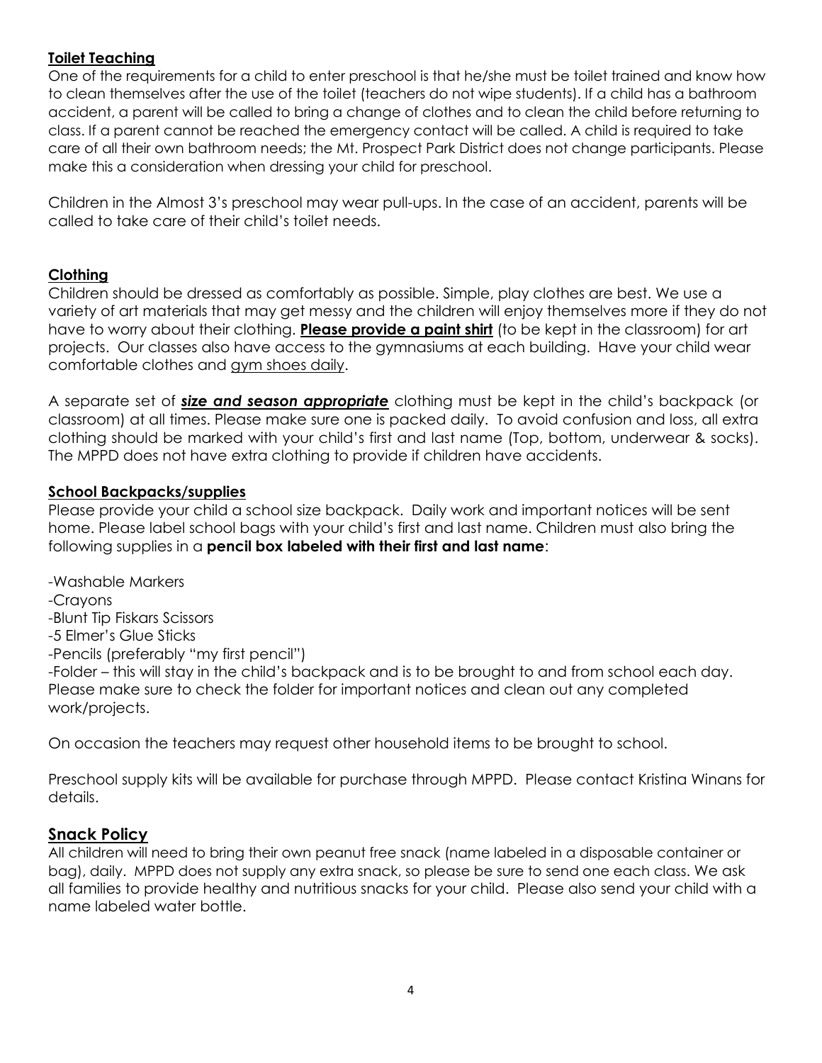## Toilet Teaching

One of the requirements for a child to enter preschool is that he/she must be toilet trained and know how to clean themselves after the use of the toilet (teachers do not wipe students). If a child has a bathroom accident, a parent will be called to bring a change of clothes and to clean the child before returning to class. If a parent cannot be reached the emergency contact will be called. A child is required to take care of all their own bathroom needs; the Mt. Prospect Park District does not change participants. Please make this a consideration when dressing your child for preschool.

Children in the Almost 3's preschool may wear pull-ups. In the case of an accident, parents will be called to take care of their child's toilet needs.

## Clothing

Children should be dressed as comfortably as possible. Simple, play clothes are best. We use a variety of art materials that may get messy and the children will enjoy themselves more if they do not have to worry about their clothing. **Please provide a paint shirt** (to be kept in the classroom) for art projects. Our classes also have access to the gymnasiums at each building. Have your child wear comfortable clothes and gym shoes daily.

A separate set of ***size and season appropriate*** clothing must be kept in the child's backpack (or classroom) at all times. Please make sure one is packed daily. To avoid confusion and loss, all extra clothing should be marked with your child's first and last name (Top, bottom, underwear & socks). The MPPD does not have extra clothing to provide if children have accidents.

## School Backpacks/supplies

Please provide your child a school size backpack. Daily work and important notices will be sent home. Please label school bags with your child's first and last name. Children must also bring the following supplies in a **pencil box labeled with their first and last name**:

- Washable Markers
- Crayons
- Blunt Tip Fiskars Scissors
- 5 Elmer's Glue Sticks
- Pencils (preferably "my first pencil")
- Folder – this will stay in the child's backpack and is to be brought to and from school each day. Please make sure to check the folder for important notices and clean out any completed work/projects.

On occasion the teachers may request other household items to be brought to school.

Preschool supply kits will be available for purchase through MPPD. Please contact Kristina Winans for details.

## Snack Policy

All children will need to bring their own peanut free snack (name labeled in a disposable container or bag), daily. MPPD does not supply any extra snack, so please be sure to send one each class. We ask all families to provide healthy and nutritious snacks for your child. Please also send your child with a name labeled water bottle.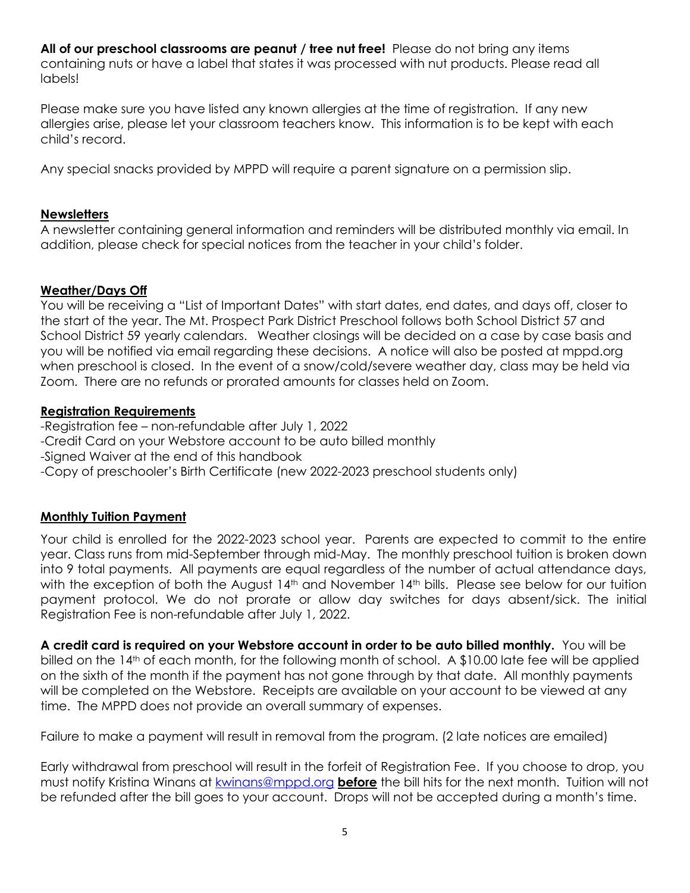**All of our preschool classrooms are peanut / tree nut free!** Please do not bring any items containing nuts or have a label that states it was processed with nut products. Please read all labels!

Please make sure you have listed any known allergies at the time of registration. If any new allergies arise, please let your classroom teachers know. This information is to be kept with each child's record.

Any special snacks provided by MPPD will require a parent signature on a permission slip.

## Newsletters

A newsletter containing general information and reminders will be distributed monthly via email. In addition, please check for special notices from the teacher in your child's folder.

## Weather/Days Off

You will be receiving a "List of Important Dates" with start dates, end dates, and days off, closer to the start of the year. The Mt. Prospect Park District Preschool follows both School District 57 and School District 59 yearly calendars. Weather closings will be decided on a case by case basis and you will be notified via email regarding these decisions. A notice will also be posted at mppd.org when preschool is closed. In the event of a snow/cold/severe weather day, class may be held via Zoom. There are no refunds or prorated amounts for classes held on Zoom.

## Registration Requirements

-Registration fee – non-refundable after July 1, 2022
-Credit Card on your Webstore account to be auto billed monthly
-Signed Waiver at the end of this handbook
-Copy of preschooler's Birth Certificate (new 2022-2023 preschool students only)

## Monthly Tuition Payment

Your child is enrolled for the 2022-2023 school year. Parents are expected to commit to the entire year. Class runs from mid-September through mid-May. The monthly preschool tuition is broken down into 9 total payments. All payments are equal regardless of the number of actual attendance days, with the exception of both the August 14th and November 14th bills. Please see below for our tuition payment protocol. We do not prorate or allow day switches for days absent/sick. The initial Registration Fee is non-refundable after July 1, 2022.

**A credit card is required on your Webstore account in order to be auto billed monthly.** You will be billed on the 14th of each month, for the following month of school. A $10.00 late fee will be applied on the sixth of the month if the payment has not gone through by that date. All monthly payments will be completed on the Webstore. Receipts are available on your account to be viewed at any time. The MPPD does not provide an overall summary of expenses.

Failure to make a payment will result in removal from the program. (2 late notices are emailed)

Early withdrawal from preschool will result in the forfeit of Registration Fee. If you choose to drop, you must notify Kristina Winans at kwinans@mppd.org **before** the bill hits for the next month. Tuition will not be refunded after the bill goes to your account. Drops will not be accepted during a month's time.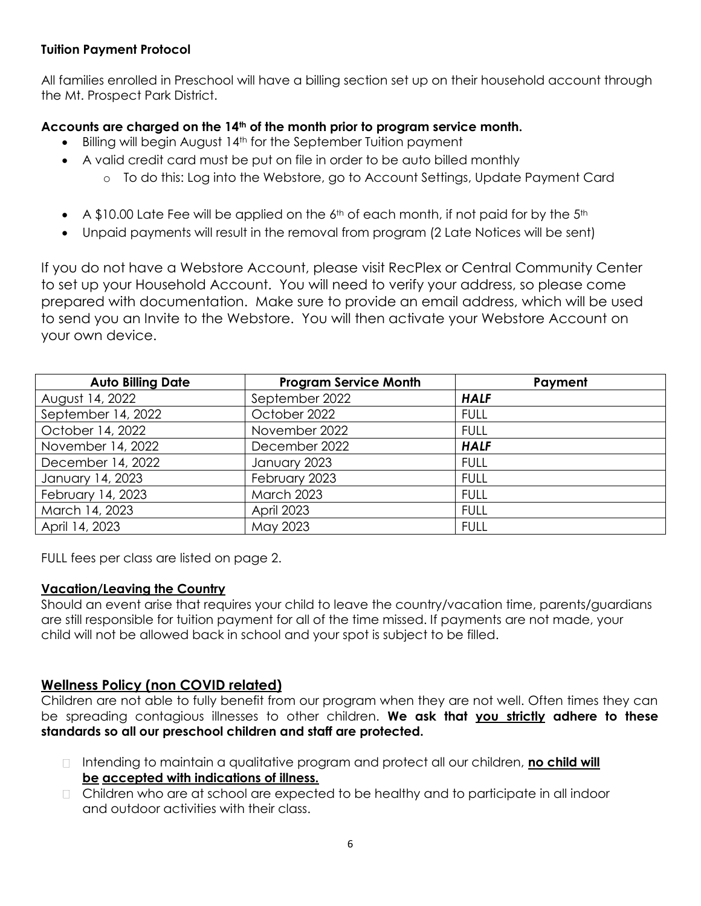### Tuition Payment Protocol

All families enrolled in Preschool will have a billing section set up on their household account through the Mt. Prospect Park District.

**Accounts are charged on the 14th of the month prior to program service month.**

- Billing will begin August 14th for the September Tuition payment
- A valid credit card must be put on file in order to be auto billed monthly
  - To do this: Log into the Webstore, go to Account Settings, Update Payment Card
- A $10.00 Late Fee will be applied on the 6th of each month, if not paid for by the 5th
- Unpaid payments will result in the removal from program (2 Late Notices will be sent)

If you do not have a Webstore Account, please visit RecPlex or Central Community Center to set up your Household Account. You will need to verify your address, so please come prepared with documentation. Make sure to provide an email address, which will be used to send you an Invite to the Webstore. You will then activate your Webstore Account on your own device.

| Auto Billing Date | Program Service Month | Payment |
|---|---|---|
| August 14, 2022 | September 2022 | ***HALF*** |
| September 14, 2022 | October 2022 | FULL |
| October 14, 2022 | November 2022 | FULL |
| November 14, 2022 | December 2022 | ***HALF*** |
| December 14, 2022 | January 2023 | FULL |
| January 14, 2023 | February 2023 | FULL |
| February 14, 2023 | March 2023 | FULL |
| March 14, 2023 | April 2023 | FULL |
| April 14, 2023 | May 2023 | FULL |

FULL fees per class are listed on page 2.

### Vacation/Leaving the Country

Should an event arise that requires your child to leave the country/vacation time, parents/guardians are still responsible for tuition payment for all of the time missed. If payments are not made, your child will not be allowed back in school and your spot is subject to be filled.

## Wellness Policy (non COVID related)

Children are not able to fully benefit from our program when they are not well. Often times they can be spreading contagious illnesses to other children. **We ask that you strictly adhere to these standards so all our preschool children and staff are protected.**

- Intending to maintain a qualitative program and protect all our children, **no child will be accepted with indications of illness.**
- Children who are at school are expected to be healthy and to participate in all indoor and outdoor activities with their class.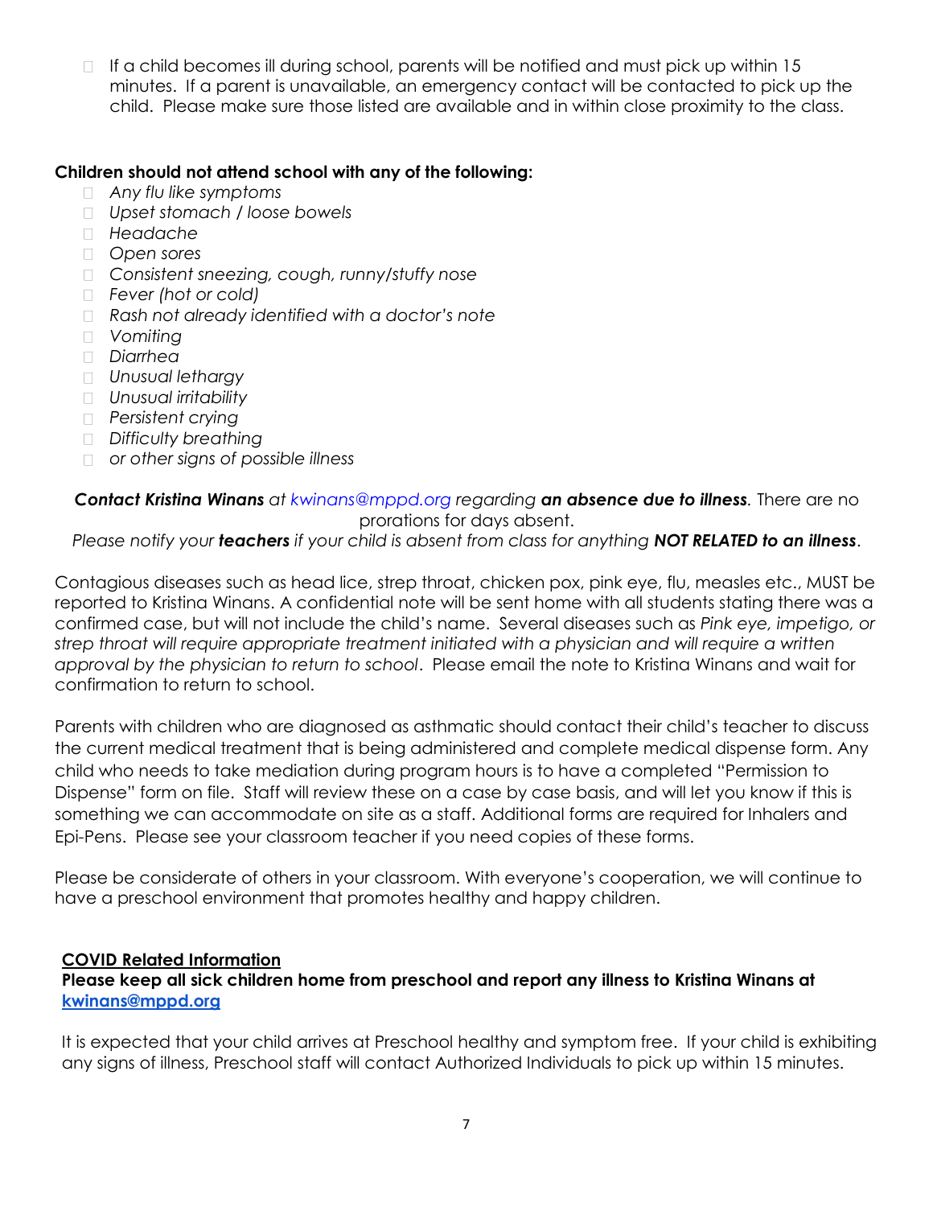- If a child becomes ill during school, parents will be notified and must pick up within 15 minutes. If a parent is unavailable, an emergency contact will be contacted to pick up the child. Please make sure those listed are available and in within close proximity to the class.

**Children should not attend school with any of the following:**

- *Any flu like symptoms*
- *Upset stomach / loose bowels*
- *Headache*
- *Open sores*
- *Consistent sneezing, cough, runny/stuffy nose*
- *Fever (hot or cold)*
- *Rash not already identified with a doctor's note*
- *Vomiting*
- *Diarrhea*
- *Unusual lethargy*
- *Unusual irritability*
- *Persistent crying*
- *Difficulty breathing*
- *or other signs of possible illness*

***Contact Kristina Winans** at kwinans@mppd.org regarding **an absence due to illness**.* There are no prorations for days absent.

*Please notify your **teachers** if your child is absent from class for anything **NOT RELATED to an illness**.*

Contagious diseases such as head lice, strep throat, chicken pox, pink eye, flu, measles etc., MUST be reported to Kristina Winans. A confidential note will be sent home with all students stating there was a confirmed case, but will not include the child's name. Several diseases such as *Pink eye, impetigo, or strep throat will require appropriate treatment initiated with a physician and will require a written approval by the physician to return to school*. Please email the note to Kristina Winans and wait for confirmation to return to school.

Parents with children who are diagnosed as asthmatic should contact their child's teacher to discuss the current medical treatment that is being administered and complete medical dispense form. Any child who needs to take mediation during program hours is to have a completed "Permission to Dispense" form on file. Staff will review these on a case by case basis, and will let you know if this is something we can accommodate on site as a staff. Additional forms are required for Inhalers and Epi-Pens. Please see your classroom teacher if you need copies of these forms.

Please be considerate of others in your classroom. With everyone's cooperation, we will continue to have a preschool environment that promotes healthy and happy children.

## COVID Related Information

**Please keep all sick children home from preschool and report any illness to Kristina Winans at kwinans@mppd.org**

It is expected that your child arrives at Preschool healthy and symptom free. If your child is exhibiting any signs of illness, Preschool staff will contact Authorized Individuals to pick up within 15 minutes.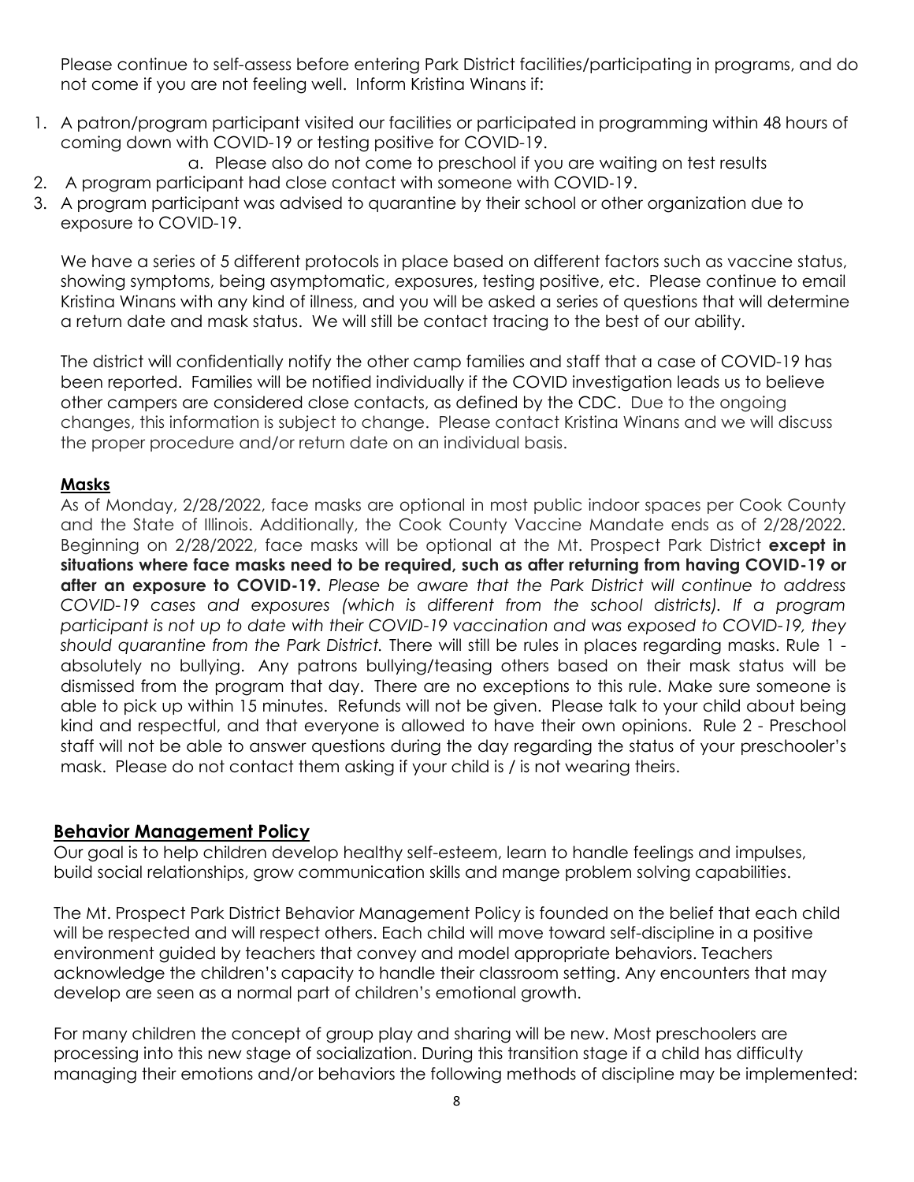Please continue to self-assess before entering Park District facilities/participating in programs, and do not come if you are not feeling well. Inform Kristina Winans if:

1. A patron/program participant visited our facilities or participated in programming within 48 hours of coming down with COVID-19 or testing positive for COVID-19.
    a. Please also do not come to preschool if you are waiting on test results
2. A program participant had close contact with someone with COVID-19.
3. A program participant was advised to quarantine by their school or other organization due to exposure to COVID-19.

We have a series of 5 different protocols in place based on different factors such as vaccine status, showing symptoms, being asymptomatic, exposures, testing positive, etc. Please continue to email Kristina Winans with any kind of illness, and you will be asked a series of questions that will determine a return date and mask status. We will still be contact tracing to the best of our ability.

The district will confidentially notify the other camp families and staff that a case of COVID-19 has been reported. Families will be notified individually if the COVID investigation leads us to believe other campers are considered close contacts, as defined by the CDC. Due to the ongoing changes, this information is subject to change. Please contact Kristina Winans and we will discuss the proper procedure and/or return date on an individual basis.

**Masks**

As of Monday, 2/28/2022, face masks are optional in most public indoor spaces per Cook County and the State of Illinois. Additionally, the Cook County Vaccine Mandate ends as of 2/28/2022. Beginning on 2/28/2022, face masks will be optional at the Mt. Prospect Park District **except in situations where face masks need to be required, such as after returning from having COVID-19 or after an exposure to COVID-19.** *Please be aware that the Park District will continue to address COVID-19 cases and exposures (which is different from the school districts). If a program participant is not up to date with their COVID-19 vaccination and was exposed to COVID-19, they should quarantine from the Park District.* There will still be rules in places regarding masks. Rule 1 - absolutely no bullying. Any patrons bullying/teasing others based on their mask status will be dismissed from the program that day. There are no exceptions to this rule. Make sure someone is able to pick up within 15 minutes. Refunds will not be given. Please talk to your child about being kind and respectful, and that everyone is allowed to have their own opinions. Rule 2 - Preschool staff will not be able to answer questions during the day regarding the status of your preschooler's mask. Please do not contact them asking if your child is / is not wearing theirs.

## Behavior Management Policy

Our goal is to help children develop healthy self-esteem, learn to handle feelings and impulses, build social relationships, grow communication skills and mange problem solving capabilities.

The Mt. Prospect Park District Behavior Management Policy is founded on the belief that each child will be respected and will respect others. Each child will move toward self-discipline in a positive environment guided by teachers that convey and model appropriate behaviors. Teachers acknowledge the children's capacity to handle their classroom setting. Any encounters that may develop are seen as a normal part of children's emotional growth.

For many children the concept of group play and sharing will be new. Most preschoolers are processing into this new stage of socialization. During this transition stage if a child has difficulty managing their emotions and/or behaviors the following methods of discipline may be implemented: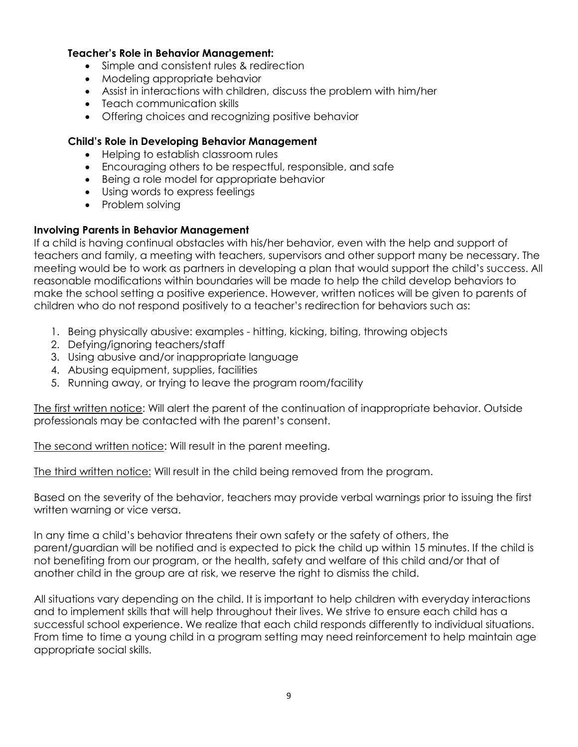**Teacher's Role in Behavior Management:**

- Simple and consistent rules & redirection
- Modeling appropriate behavior
- Assist in interactions with children, discuss the problem with him/her
- Teach communication skills
- Offering choices and recognizing positive behavior

**Child's Role in Developing Behavior Management**

- Helping to establish classroom rules
- Encouraging others to be respectful, responsible, and safe
- Being a role model for appropriate behavior
- Using words to express feelings
- Problem solving

**Involving Parents in Behavior Management**

If a child is having continual obstacles with his/her behavior, even with the help and support of teachers and family, a meeting with teachers, supervisors and other support many be necessary. The meeting would be to work as partners in developing a plan that would support the child's success. All reasonable modifications within boundaries will be made to help the child develop behaviors to make the school setting a positive experience. However, written notices will be given to parents of children who do not respond positively to a teacher's redirection for behaviors such as:

1. Being physically abusive: examples - hitting, kicking, biting, throwing objects
2. Defying/ignoring teachers/staff
3. Using abusive and/or inappropriate language
4. Abusing equipment, supplies, facilities
5. Running away, or trying to leave the program room/facility

<u>The first written notice</u>: Will alert the parent of the continuation of inappropriate behavior. Outside professionals may be contacted with the parent's consent.

<u>The second written notice</u>: Will result in the parent meeting.

<u>The third written notice:</u> Will result in the child being removed from the program.

Based on the severity of the behavior, teachers may provide verbal warnings prior to issuing the first written warning or vice versa.

In any time a child's behavior threatens their own safety or the safety of others, the parent/guardian will be notified and is expected to pick the child up within 15 minutes. If the child is not benefiting from our program, or the health, safety and welfare of this child and/or that of another child in the group are at risk, we reserve the right to dismiss the child.

All situations vary depending on the child. It is important to help children with everyday interactions and to implement skills that will help throughout their lives. We strive to ensure each child has a successful school experience. We realize that each child responds differently to individual situations. From time to time a young child in a program setting may need reinforcement to help maintain age appropriate social skills.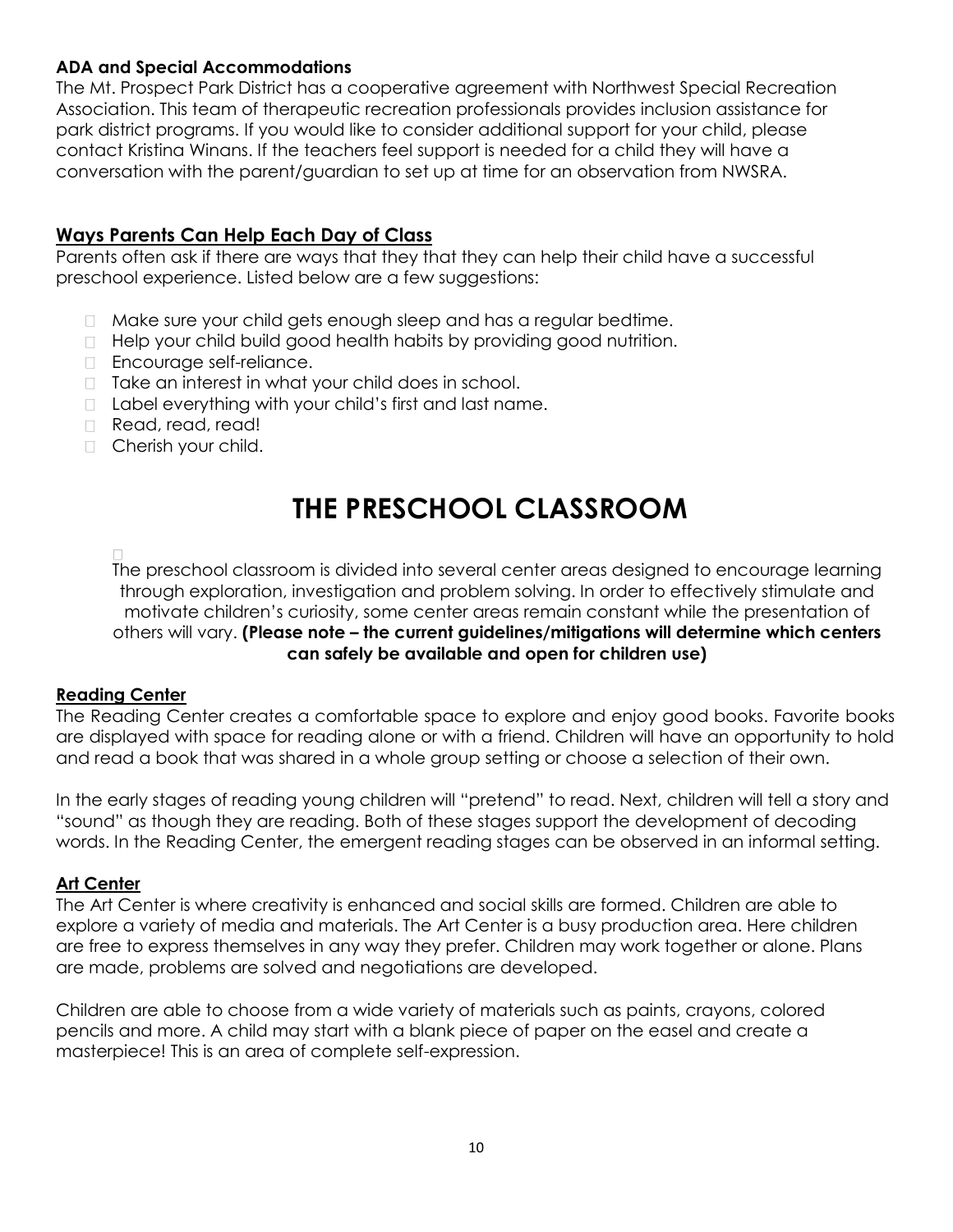**ADA and Special Accommodations**

The Mt. Prospect Park District has a cooperative agreement with Northwest Special Recreation Association. This team of therapeutic recreation professionals provides inclusion assistance for park district programs. If you would like to consider additional support for your child, please contact Kristina Winans. If the teachers feel support is needed for a child they will have a conversation with the parent/guardian to set up at time for an observation from NWSRA.

**Ways Parents Can Help Each Day of Class**

Parents often ask if there are ways that they that they can help their child have a successful preschool experience. Listed below are a few suggestions:

- Make sure your child gets enough sleep and has a regular bedtime.
- Help your child build good health habits by providing good nutrition.
- Encourage self-reliance.
- Take an interest in what your child does in school.
- Label everything with your child's first and last name.
- Read, read, read!
- Cherish your child.

# THE PRESCHOOL CLASSROOM

The preschool classroom is divided into several center areas designed to encourage learning through exploration, investigation and problem solving. In order to effectively stimulate and motivate children's curiosity, some center areas remain constant while the presentation of others will vary. **(Please note – the current guidelines/mitigations will determine which centers can safely be available and open for children use)**

**Reading Center**

The Reading Center creates a comfortable space to explore and enjoy good books. Favorite books are displayed with space for reading alone or with a friend. Children will have an opportunity to hold and read a book that was shared in a whole group setting or choose a selection of their own.

In the early stages of reading young children will "pretend" to read. Next, children will tell a story and "sound" as though they are reading. Both of these stages support the development of decoding words. In the Reading Center, the emergent reading stages can be observed in an informal setting.

**Art Center**

The Art Center is where creativity is enhanced and social skills are formed. Children are able to explore a variety of media and materials. The Art Center is a busy production area. Here children are free to express themselves in any way they prefer. Children may work together or alone. Plans are made, problems are solved and negotiations are developed.

Children are able to choose from a wide variety of materials such as paints, crayons, colored pencils and more. A child may start with a blank piece of paper on the easel and create a masterpiece! This is an area of complete self-expression.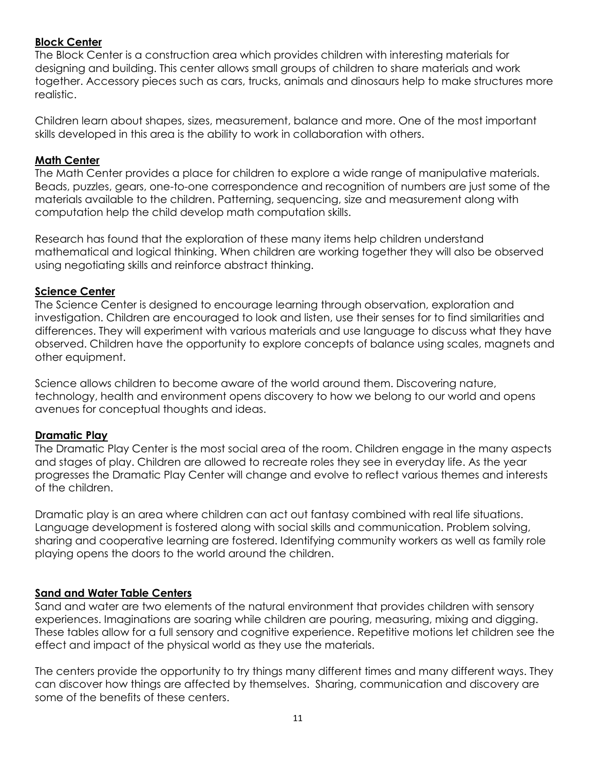## Block Center

The Block Center is a construction area which provides children with interesting materials for designing and building. This center allows small groups of children to share materials and work together. Accessory pieces such as cars, trucks, animals and dinosaurs help to make structures more realistic.

Children learn about shapes, sizes, measurement, balance and more. One of the most important skills developed in this area is the ability to work in collaboration with others.

## Math Center

The Math Center provides a place for children to explore a wide range of manipulative materials. Beads, puzzles, gears, one-to-one correspondence and recognition of numbers are just some of the materials available to the children. Patterning, sequencing, size and measurement along with computation help the child develop math computation skills.

Research has found that the exploration of these many items help children understand mathematical and logical thinking. When children are working together they will also be observed using negotiating skills and reinforce abstract thinking.

## Science Center

The Science Center is designed to encourage learning through observation, exploration and investigation. Children are encouraged to look and listen, use their senses for to find similarities and differences. They will experiment with various materials and use language to discuss what they have observed. Children have the opportunity to explore concepts of balance using scales, magnets and other equipment.

Science allows children to become aware of the world around them. Discovering nature, technology, health and environment opens discovery to how we belong to our world and opens avenues for conceptual thoughts and ideas.

## Dramatic Play

The Dramatic Play Center is the most social area of the room. Children engage in the many aspects and stages of play. Children are allowed to recreate roles they see in everyday life. As the year progresses the Dramatic Play Center will change and evolve to reflect various themes and interests of the children.

Dramatic play is an area where children can act out fantasy combined with real life situations. Language development is fostered along with social skills and communication. Problem solving, sharing and cooperative learning are fostered. Identifying community workers as well as family role playing opens the doors to the world around the children.

## Sand and Water Table Centers

Sand and water are two elements of the natural environment that provides children with sensory experiences. Imaginations are soaring while children are pouring, measuring, mixing and digging. These tables allow for a full sensory and cognitive experience. Repetitive motions let children see the effect and impact of the physical world as they use the materials.

The centers provide the opportunity to try things many different times and many different ways. They can discover how things are affected by themselves. Sharing, communication and discovery are some of the benefits of these centers.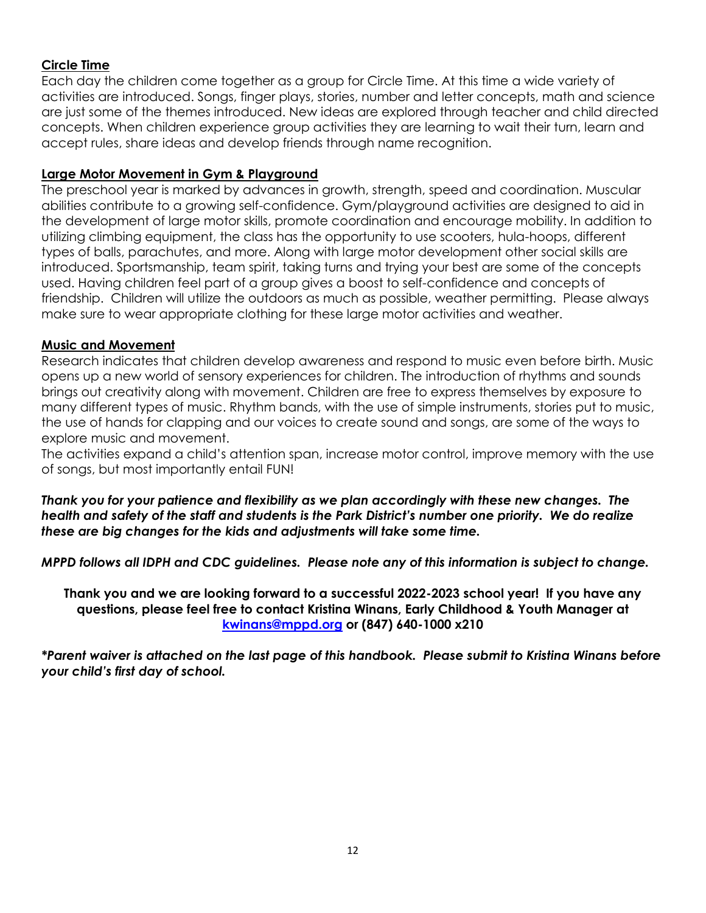## Circle Time

Each day the children come together as a group for Circle Time. At this time a wide variety of activities are introduced. Songs, finger plays, stories, number and letter concepts, math and science are just some of the themes introduced. New ideas are explored through teacher and child directed concepts. When children experience group activities they are learning to wait their turn, learn and accept rules, share ideas and develop friends through name recognition.

## Large Motor Movement in Gym & Playground

The preschool year is marked by advances in growth, strength, speed and coordination. Muscular abilities contribute to a growing self-confidence. Gym/playground activities are designed to aid in the development of large motor skills, promote coordination and encourage mobility. In addition to utilizing climbing equipment, the class has the opportunity to use scooters, hula-hoops, different types of balls, parachutes, and more. Along with large motor development other social skills are introduced. Sportsmanship, team spirit, taking turns and trying your best are some of the concepts used. Having children feel part of a group gives a boost to self-confidence and concepts of friendship. Children will utilize the outdoors as much as possible, weather permitting. Please always make sure to wear appropriate clothing for these large motor activities and weather.

## Music and Movement

Research indicates that children develop awareness and respond to music even before birth. Music opens up a new world of sensory experiences for children. The introduction of rhythms and sounds brings out creativity along with movement. Children are free to express themselves by exposure to many different types of music. Rhythm bands, with the use of simple instruments, stories put to music, the use of hands for clapping and our voices to create sound and songs, are some of the ways to explore music and movement.

The activities expand a child's attention span, increase motor control, improve memory with the use of songs, but most importantly entail FUN!

***Thank you for your patience and flexibility as we plan accordingly with these new changes. The health and safety of the staff and students is the Park District's number one priority. We do realize these are big changes for the kids and adjustments will take some time.***

***MPPD follows all IDPH and CDC guidelines. Please note any of this information is subject to change.***

**Thank you and we are looking forward to a successful 2022-2023 school year! If you have any questions, please feel free to contact Kristina Winans, Early Childhood & Youth Manager at [kwinans@mppd.org](mailto:kwinans@mppd.org) or (847) 640-1000 x210**

***\*Parent waiver is attached on the last page of this handbook. Please submit to Kristina Winans before your child's first day of school.***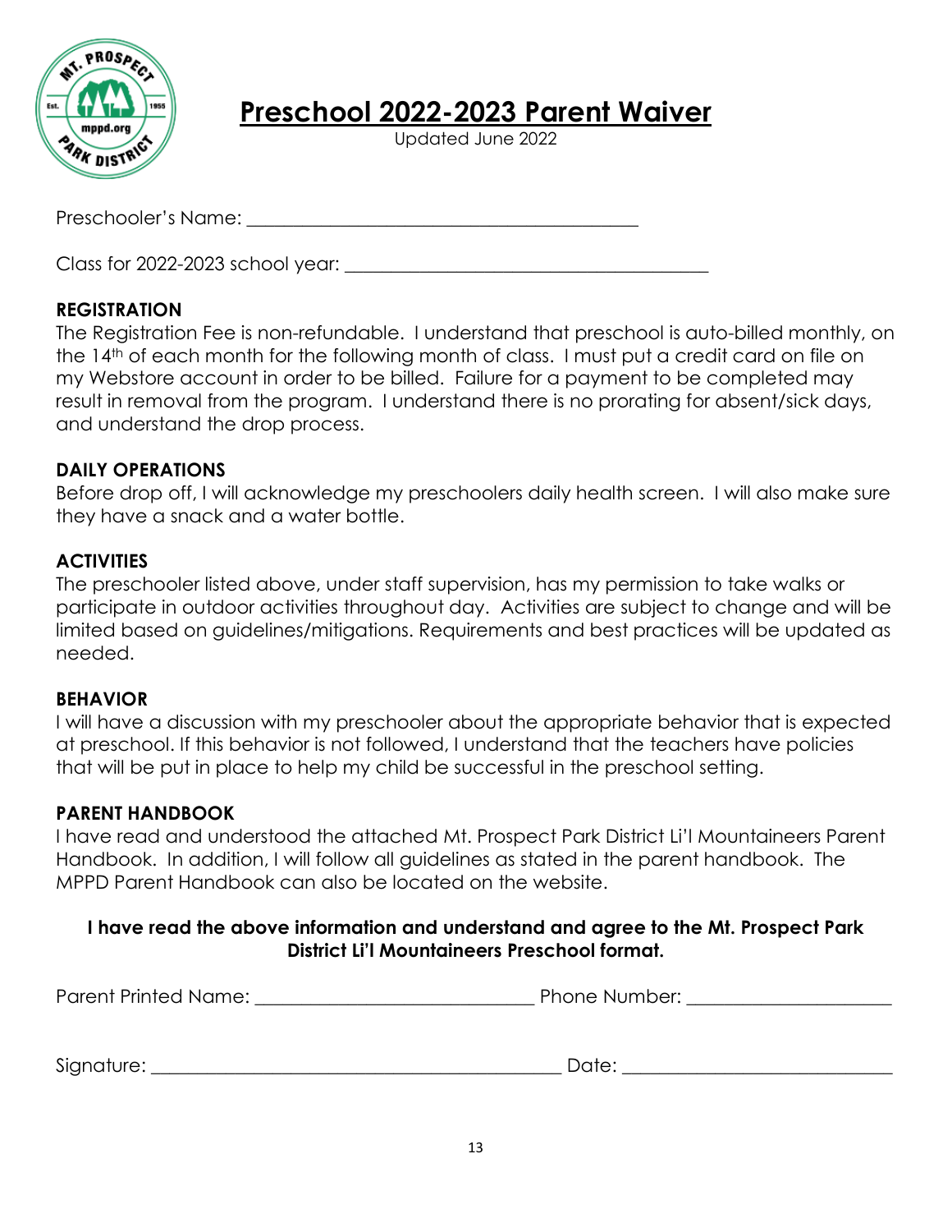# Preschool 2022-2023 Parent Waiver

Updated June 2022

Preschooler's Name: ______________________________________________

Class for 2022-2023 school year: ______________________________________

**REGISTRATION**

The Registration Fee is non-refundable. I understand that preschool is auto-billed monthly, on the 14th of each month for the following month of class. I must put a credit card on file on my Webstore account in order to be billed. Failure for a payment to be completed may result in removal from the program. I understand there is no prorating for absent/sick days, and understand the drop process.

**DAILY OPERATIONS**

Before drop off, I will acknowledge my preschoolers daily health screen. I will also make sure they have a snack and a water bottle.

**ACTIVITIES**

The preschooler listed above, under staff supervision, has my permission to take walks or participate in outdoor activities throughout day. Activities are subject to change and will be limited based on guidelines/mitigations. Requirements and best practices will be updated as needed.

**BEHAVIOR**

I will have a discussion with my preschooler about the appropriate behavior that is expected at preschool. If this behavior is not followed, I understand that the teachers have policies that will be put in place to help my child be successful in the preschool setting.

**PARENT HANDBOOK**

I have read and understood the attached Mt. Prospect Park District Li'l Mountaineers Parent Handbook. In addition, I will follow all guidelines as stated in the parent handbook. The MPPD Parent Handbook can also be located on the website.

**I have read the above information and understand and agree to the Mt. Prospect Park District Li'l Mountaineers Preschool format.**

Parent Printed Name: ______________________________ Phone Number: ______________________

Signature: ____________________________________________ Date: ____________________________